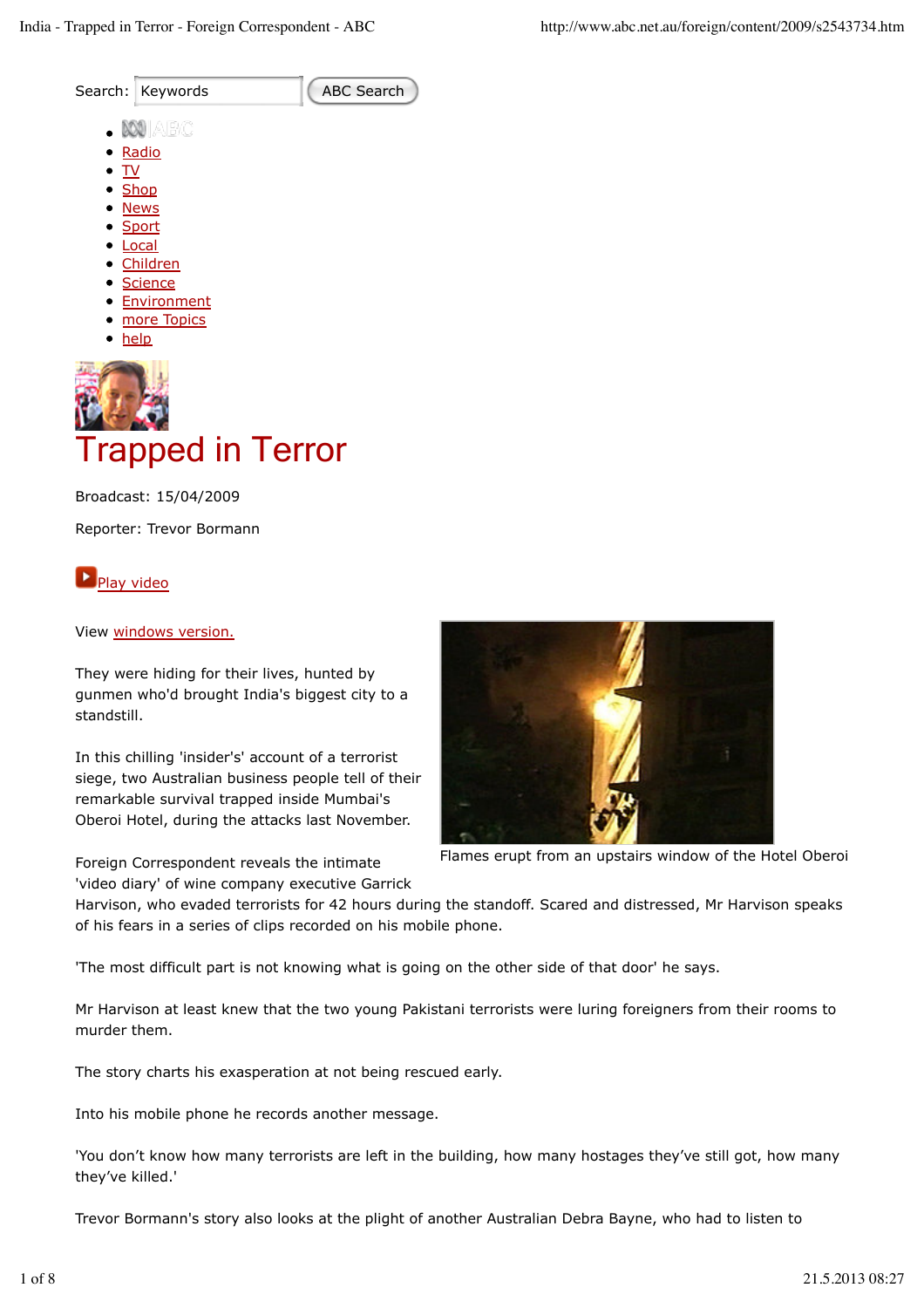Search: Keywords ABC Search

- ABC
- Radio
- TV
- Shop
- News
- Sport
- Local
- Children
- Science
- Environment
- more Topics
- help

# Trapped in Terror

Broadcast: 15/04/2009

Reporter: Trevor Bormann

Play video

View windows version.

They were hiding for their lives, hunted by gunmen who'd brought India's biggest city to a standstill.

In this chilling 'insider's' account of a terrorist siege, two Australian business people tell of their remarkable survival trapped inside Mumbai's Oberoi Hotel, during the attacks last November.

Flames erupt from an upstairs window of the Hotel Oberoi

Foreign Correspondent reveals the intimate 'video diary' of wine company executive Garrick Harvison, who evaded terrorists for 42 hours during the standoff. Scared and distressed, Mr Harvison speaks of his fears in a series of clips recorded on his mobile phone.

'The most difficult part is not knowing what is going on the other side of that door' he says.

Mr Harvison at least knew that the two young Pakistani terrorists were luring foreigners from their rooms to murder them.

The story charts his exasperation at not being rescued early.

Into his mobile phone he records another message.

'You don't know how many terrorists are left in the building, how many hostages they've still got, how many they've killed.'

Trevor Bormann's story also looks at the plight of another Australian Debra Bayne, who had to listen to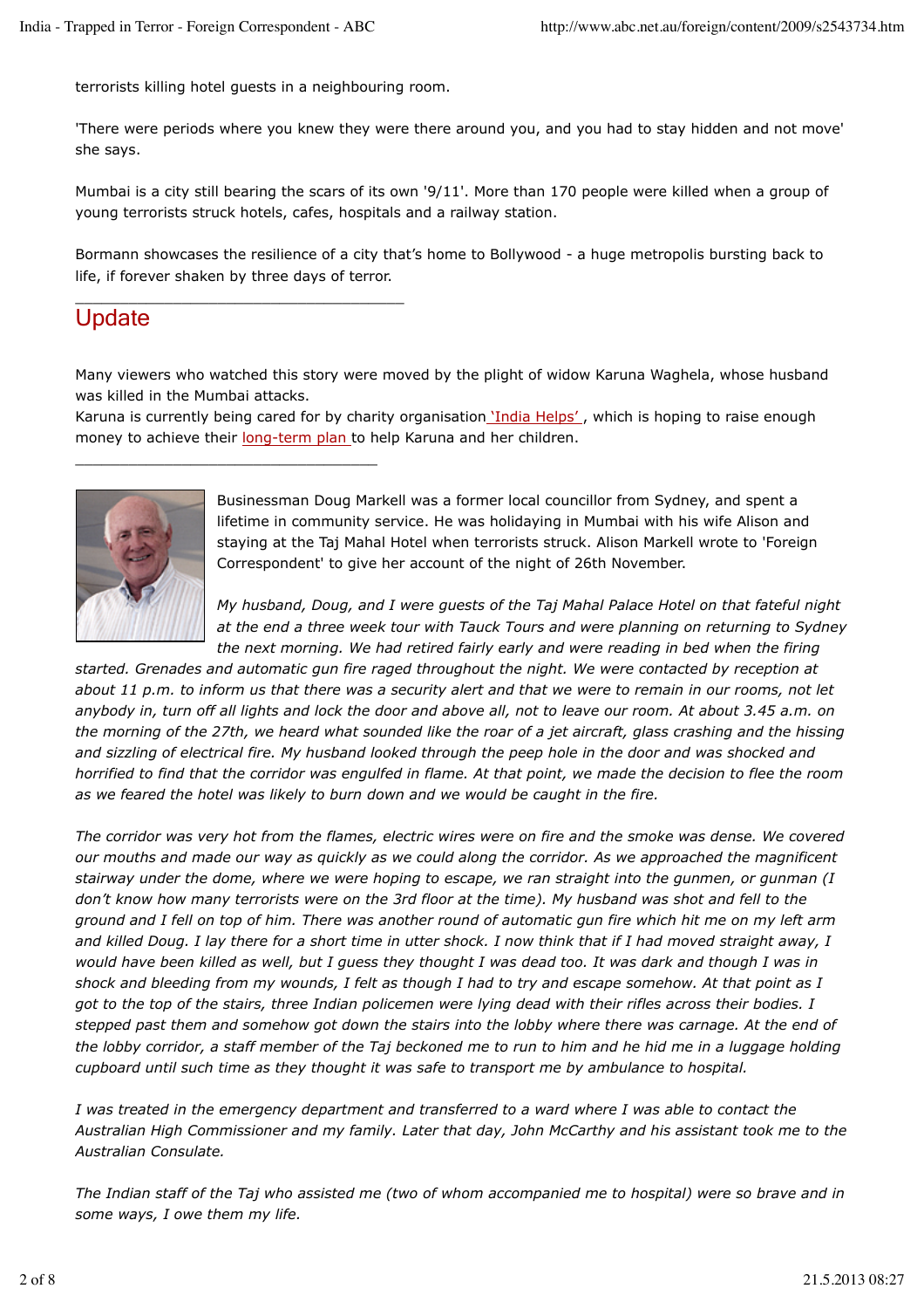terrorists killing hotel guests in a neighbouring room.

'There were periods where you knew they were there around you, and you had to stay hidden and not move' she says.

Mumbai is a city still bearing the scars of its own '9/11'. More than 170 people were killed when a group of young terrorists struck hotels, cafes, hospitals and a railway station.

Bormann showcases the resilience of a city that's home to Bollywood - a huge metropolis bursting back to life, if forever shaken by three days of terror.

---

## Update

Many viewers who watched this story were moved by the plight of widow Karuna Waghela, whose husband was killed in the Mumbai attacks.
Karuna is currently being cared for by charity organisation 'India Helps', which is hoping to raise enough money to achieve their long-term plan to help Karuna and her children.

---

Businessman Doug Markell was a former local councillor from Sydney, and spent a lifetime in community service. He was holidaying in Mumbai with his wife Alison and staying at the Taj Mahal Hotel when terrorists struck. Alison Markell wrote to 'Foreign Correspondent' to give her account of the night of 26th November.

*My husband, Doug, and I were guests of the Taj Mahal Palace Hotel on that fateful night at the end a three week tour with Tauck Tours and were planning on returning to Sydney the next morning. We had retired fairly early and were reading in bed when the firing started. Grenades and automatic gun fire raged throughout the night. We were contacted by reception at about 11 p.m. to inform us that there was a security alert and that we were to remain in our rooms, not let anybody in, turn off all lights and lock the door and above all, not to leave our room. At about 3.45 a.m. on the morning of the 27th, we heard what sounded like the roar of a jet aircraft, glass crashing and the hissing and sizzling of electrical fire. My husband looked through the peep hole in the door and was shocked and horrified to find that the corridor was engulfed in flame. At that point, we made the decision to flee the room as we feared the hotel was likely to burn down and we would be caught in the fire.*

*The corridor was very hot from the flames, electric wires were on fire and the smoke was dense. We covered our mouths and made our way as quickly as we could along the corridor. As we approached the magnificent stairway under the dome, where we were hoping to escape, we ran straight into the gunmen, or gunman (I don't know how many terrorists were on the 3rd floor at the time). My husband was shot and fell to the ground and I fell on top of him. There was another round of automatic gun fire which hit me on my left arm and killed Doug. I lay there for a short time in utter shock. I now think that if I had moved straight away, I would have been killed as well, but I guess they thought I was dead too. It was dark and though I was in shock and bleeding from my wounds, I felt as though I had to try and escape somehow. At that point as I got to the top of the stairs, three Indian policemen were lying dead with their rifles across their bodies. I stepped past them and somehow got down the stairs into the lobby where there was carnage. At the end of the lobby corridor, a staff member of the Taj beckoned me to run to him and he hid me in a luggage holding cupboard until such time as they thought it was safe to transport me by ambulance to hospital.*

*I was treated in the emergency department and transferred to a ward where I was able to contact the Australian High Commissioner and my family. Later that day, John McCarthy and his assistant took me to the Australian Consulate.*

*The Indian staff of the Taj who assisted me (two of whom accompanied me to hospital) were so brave and in some ways, I owe them my life.*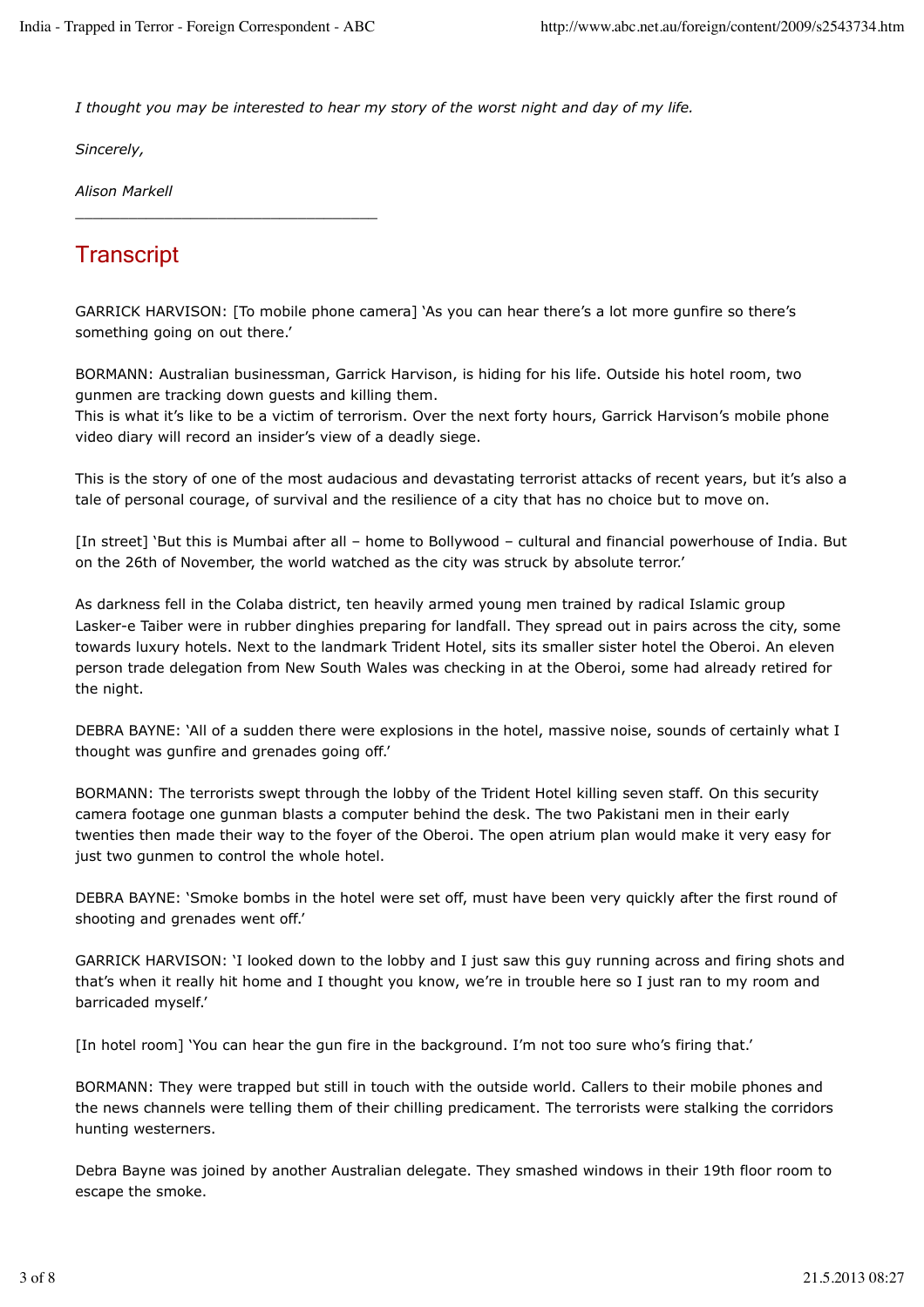*I thought you may be interested to hear my story of the worst night and day of my life.*

*Sincerely,*

*Alison Markell*

---

## Transcript

GARRICK HARVISON: [To mobile phone camera] 'As you can hear there's a lot more gunfire so there's something going on out there.'

BORMANN: Australian businessman, Garrick Harvison, is hiding for his life. Outside his hotel room, two gunmen are tracking down guests and killing them.
This is what it's like to be a victim of terrorism. Over the next forty hours, Garrick Harvison's mobile phone video diary will record an insider's view of a deadly siege.

This is the story of one of the most audacious and devastating terrorist attacks of recent years, but it's also a tale of personal courage, of survival and the resilience of a city that has no choice but to move on.

[In street] 'But this is Mumbai after all – home to Bollywood – cultural and financial powerhouse of India. But on the 26th of November, the world watched as the city was struck by absolute terror.'

As darkness fell in the Colaba district, ten heavily armed young men trained by radical Islamic group Lasker-e Taiber were in rubber dinghies preparing for landfall. They spread out in pairs across the city, some towards luxury hotels. Next to the landmark Trident Hotel, sits its smaller sister hotel the Oberoi. An eleven person trade delegation from New South Wales was checking in at the Oberoi, some had already retired for the night.

DEBRA BAYNE: 'All of a sudden there were explosions in the hotel, massive noise, sounds of certainly what I thought was gunfire and grenades going off.'

BORMANN: The terrorists swept through the lobby of the Trident Hotel killing seven staff. On this security camera footage one gunman blasts a computer behind the desk. The two Pakistani men in their early twenties then made their way to the foyer of the Oberoi. The open atrium plan would make it very easy for just two gunmen to control the whole hotel.

DEBRA BAYNE: 'Smoke bombs in the hotel were set off, must have been very quickly after the first round of shooting and grenades went off.'

GARRICK HARVISON: 'I looked down to the lobby and I just saw this guy running across and firing shots and that's when it really hit home and I thought you know, we're in trouble here so I just ran to my room and barricaded myself.'

[In hotel room] 'You can hear the gun fire in the background. I'm not too sure who's firing that.'

BORMANN: They were trapped but still in touch with the outside world. Callers to their mobile phones and the news channels were telling them of their chilling predicament. The terrorists were stalking the corridors hunting westerners.

Debra Bayne was joined by another Australian delegate. They smashed windows in their 19th floor room to escape the smoke.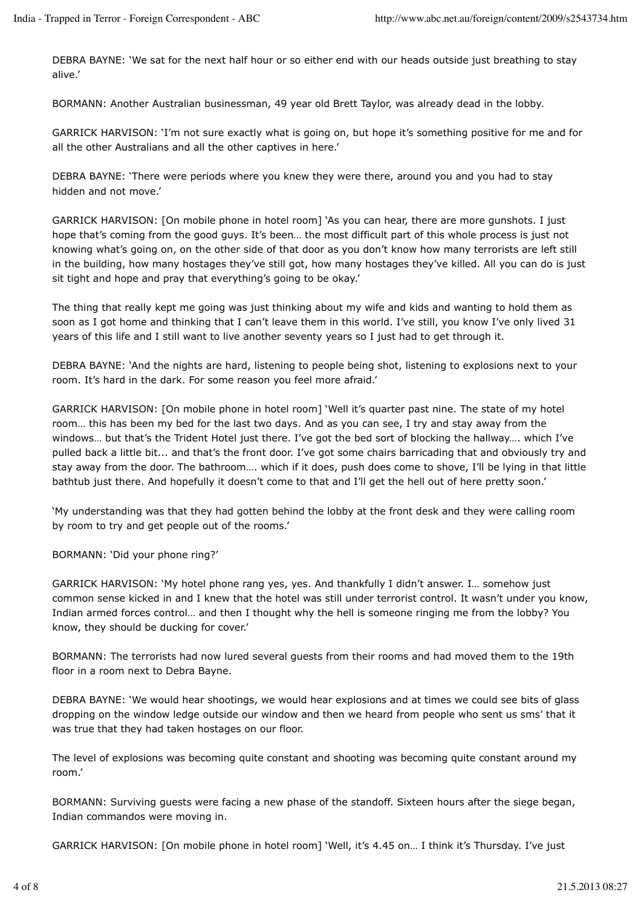DEBRA BAYNE: ‘We sat for the next half hour or so either end with our heads outside just breathing to stay alive.’

BORMANN: Another Australian businessman, 49 year old Brett Taylor, was already dead in the lobby.

GARRICK HARVISON: ‘I’m not sure exactly what is going on, but hope it’s something positive for me and for all the other Australians and all the other captives in here.’

DEBRA BAYNE: ‘There were periods where you knew they were there, around you and you had to stay hidden and not move.’

GARRICK HARVISON: [On mobile phone in hotel room] ‘As you can hear, there are more gunshots. I just hope that’s coming from the good guys. It’s been… the most difficult part of this whole process is just not knowing what’s going on, on the other side of that door as you don’t know how many terrorists are left still in the building, how many hostages they’ve still got, how many hostages they’ve killed. All you can do is just sit tight and hope and pray that everything’s going to be okay.’

The thing that really kept me going was just thinking about my wife and kids and wanting to hold them as soon as I got home and thinking that I can’t leave them in this world. I’ve still, you know I’ve only lived 31 years of this life and I still want to live another seventy years so I just had to get through it.

DEBRA BAYNE: ‘And the nights are hard, listening to people being shot, listening to explosions next to your room. It’s hard in the dark. For some reason you feel more afraid.’

GARRICK HARVISON: [On mobile phone in hotel room] ‘Well it’s quarter past nine. The state of my hotel room… this has been my bed for the last two days. And as you can see, I try and stay away from the windows… but that’s the Trident Hotel just there. I’ve got the bed sort of blocking the hallway…. which I’ve pulled back a little bit... and that’s the front door. I’ve got some chairs barricading that and obviously try and stay away from the door. The bathroom…. which if it does, push does come to shove, I’ll be lying in that little bathtub just there. And hopefully it doesn’t come to that and I’ll get the hell out of here pretty soon.’

‘My understanding was that they had gotten behind the lobby at the front desk and they were calling room by room to try and get people out of the rooms.’

BORMANN: ‘Did your phone ring?’

GARRICK HARVISON: ‘My hotel phone rang yes, yes. And thankfully I didn’t answer. I… somehow just common sense kicked in and I knew that the hotel was still under terrorist control. It wasn’t under you know, Indian armed forces control… and then I thought why the hell is someone ringing me from the lobby? You know, they should be ducking for cover.’

BORMANN: The terrorists had now lured several guests from their rooms and had moved them to the 19th floor in a room next to Debra Bayne.

DEBRA BAYNE: ‘We would hear shootings, we would hear explosions and at times we could see bits of glass dropping on the window ledge outside our window and then we heard from people who sent us sms’ that it was true that they had taken hostages on our floor.

The level of explosions was becoming quite constant and shooting was becoming quite constant around my room.’

BORMANN: Surviving guests were facing a new phase of the standoff. Sixteen hours after the siege began, Indian commandos were moving in.

GARRICK HARVISON: [On mobile phone in hotel room] ‘Well, it’s 4.45 on… I think it’s Thursday. I’ve just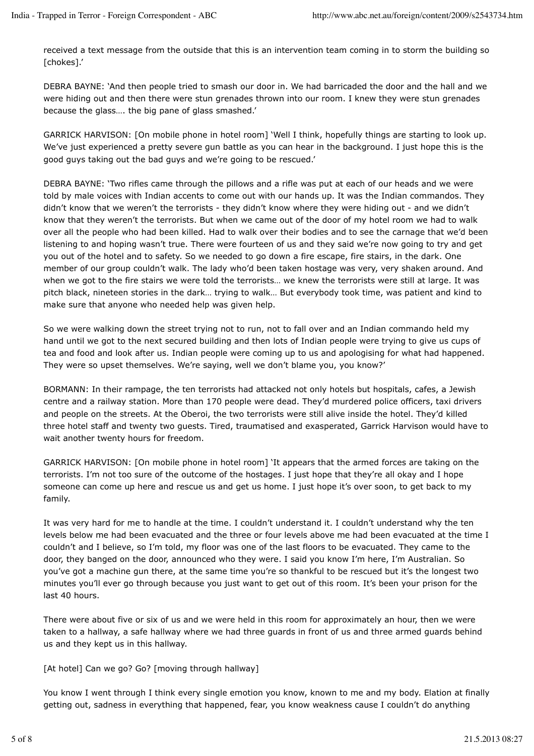received a text message from the outside that this is an intervention team coming in to storm the building so [chokes].'

DEBRA BAYNE: 'And then people tried to smash our door in. We had barricaded the door and the hall and we were hiding out and then there were stun grenades thrown into our room. I knew they were stun grenades because the glass…. the big pane of glass smashed.'

GARRICK HARVISON: [On mobile phone in hotel room] 'Well I think, hopefully things are starting to look up. We've just experienced a pretty severe gun battle as you can hear in the background. I just hope this is the good guys taking out the bad guys and we're going to be rescued.'

DEBRA BAYNE: 'Two rifles came through the pillows and a rifle was put at each of our heads and we were told by male voices with Indian accents to come out with our hands up. It was the Indian commandos. They didn't know that we weren't the terrorists - they didn't know where they were hiding out - and we didn't know that they weren't the terrorists. But when we came out of the door of my hotel room we had to walk over all the people who had been killed. Had to walk over their bodies and to see the carnage that we'd been listening to and hoping wasn't true. There were fourteen of us and they said we're now going to try and get you out of the hotel and to safety. So we needed to go down a fire escape, fire stairs, in the dark. One member of our group couldn't walk. The lady who'd been taken hostage was very, very shaken around. And when we got to the fire stairs we were told the terrorists… we knew the terrorists were still at large. It was pitch black, nineteen stories in the dark… trying to walk… But everybody took time, was patient and kind to make sure that anyone who needed help was given help.

So we were walking down the street trying not to run, not to fall over and an Indian commando held my hand until we got to the next secured building and then lots of Indian people were trying to give us cups of tea and food and look after us. Indian people were coming up to us and apologising for what had happened. They were so upset themselves. We're saying, well we don't blame you, you know?'

BORMANN: In their rampage, the ten terrorists had attacked not only hotels but hospitals, cafes, a Jewish centre and a railway station. More than 170 people were dead. They'd murdered police officers, taxi drivers and people on the streets. At the Oberoi, the two terrorists were still alive inside the hotel. They'd killed three hotel staff and twenty two guests. Tired, traumatised and exasperated, Garrick Harvison would have to wait another twenty hours for freedom.

GARRICK HARVISON: [On mobile phone in hotel room] 'It appears that the armed forces are taking on the terrorists. I'm not too sure of the outcome of the hostages. I just hope that they're all okay and I hope someone can come up here and rescue us and get us home. I just hope it's over soon, to get back to my family.

It was very hard for me to handle at the time. I couldn't understand it. I couldn't understand why the ten levels below me had been evacuated and the three or four levels above me had been evacuated at the time I couldn't and I believe, so I'm told, my floor was one of the last floors to be evacuated. They came to the door, they banged on the door, announced who they were. I said you know I'm here, I'm Australian. So you've got a machine gun there, at the same time you're so thankful to be rescued but it's the longest two minutes you'll ever go through because you just want to get out of this room. It's been your prison for the last 40 hours.

There were about five or six of us and we were held in this room for approximately an hour, then we were taken to a hallway, a safe hallway where we had three guards in front of us and three armed guards behind us and they kept us in this hallway.

[At hotel] Can we go? Go? [moving through hallway]

You know I went through I think every single emotion you know, known to me and my body. Elation at finally getting out, sadness in everything that happened, fear, you know weakness cause I couldn't do anything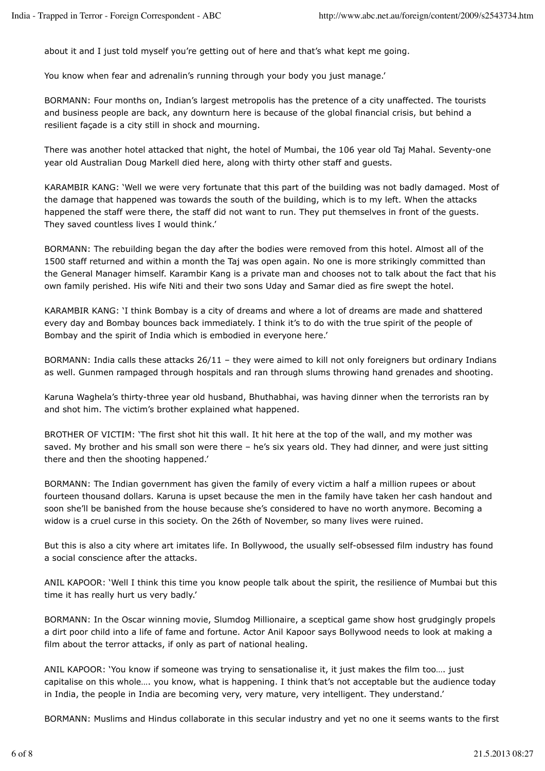about it and I just told myself you're getting out of here and that's what kept me going.

You know when fear and adrenalin's running through your body you just manage.'

BORMANN: Four months on, Indian's largest metropolis has the pretence of a city unaffected. The tourists and business people are back, any downturn here is because of the global financial crisis, but behind a resilient façade is a city still in shock and mourning.

There was another hotel attacked that night, the hotel of Mumbai, the 106 year old Taj Mahal. Seventy-one year old Australian Doug Markell died here, along with thirty other staff and guests.

KARAMBIR KANG: 'Well we were very fortunate that this part of the building was not badly damaged. Most of the damage that happened was towards the south of the building, which is to my left. When the attacks happened the staff were there, the staff did not want to run. They put themselves in front of the guests. They saved countless lives I would think.'

BORMANN: The rebuilding began the day after the bodies were removed from this hotel. Almost all of the 1500 staff returned and within a month the Taj was open again. No one is more strikingly committed than the General Manager himself. Karambir Kang is a private man and chooses not to talk about the fact that his own family perished. His wife Niti and their two sons Uday and Samar died as fire swept the hotel.

KARAMBIR KANG: 'I think Bombay is a city of dreams and where a lot of dreams are made and shattered every day and Bombay bounces back immediately. I think it's to do with the true spirit of the people of Bombay and the spirit of India which is embodied in everyone here.'

BORMANN: India calls these attacks 26/11 – they were aimed to kill not only foreigners but ordinary Indians as well. Gunmen rampaged through hospitals and ran through slums throwing hand grenades and shooting.

Karuna Waghela's thirty-three year old husband, Bhuthabhai, was having dinner when the terrorists ran by and shot him. The victim's brother explained what happened.

BROTHER OF VICTIM: 'The first shot hit this wall. It hit here at the top of the wall, and my mother was saved. My brother and his small son were there – he's six years old. They had dinner, and were just sitting there and then the shooting happened.'

BORMANN: The Indian government has given the family of every victim a half a million rupees or about fourteen thousand dollars. Karuna is upset because the men in the family have taken her cash handout and soon she'll be banished from the house because she's considered to have no worth anymore. Becoming a widow is a cruel curse in this society. On the 26th of November, so many lives were ruined.

But this is also a city where art imitates life. In Bollywood, the usually self-obsessed film industry has found a social conscience after the attacks.

ANIL KAPOOR: 'Well I think this time you know people talk about the spirit, the resilience of Mumbai but this time it has really hurt us very badly.'

BORMANN: In the Oscar winning movie, Slumdog Millionaire, a sceptical game show host grudgingly propels a dirt poor child into a life of fame and fortune. Actor Anil Kapoor says Bollywood needs to look at making a film about the terror attacks, if only as part of national healing.

ANIL KAPOOR: 'You know if someone was trying to sensationalise it, it just makes the film too…. just capitalise on this whole…. you know, what is happening. I think that's not acceptable but the audience today in India, the people in India are becoming very, very mature, very intelligent. They understand.'

BORMANN: Muslims and Hindus collaborate in this secular industry and yet no one it seems wants to the first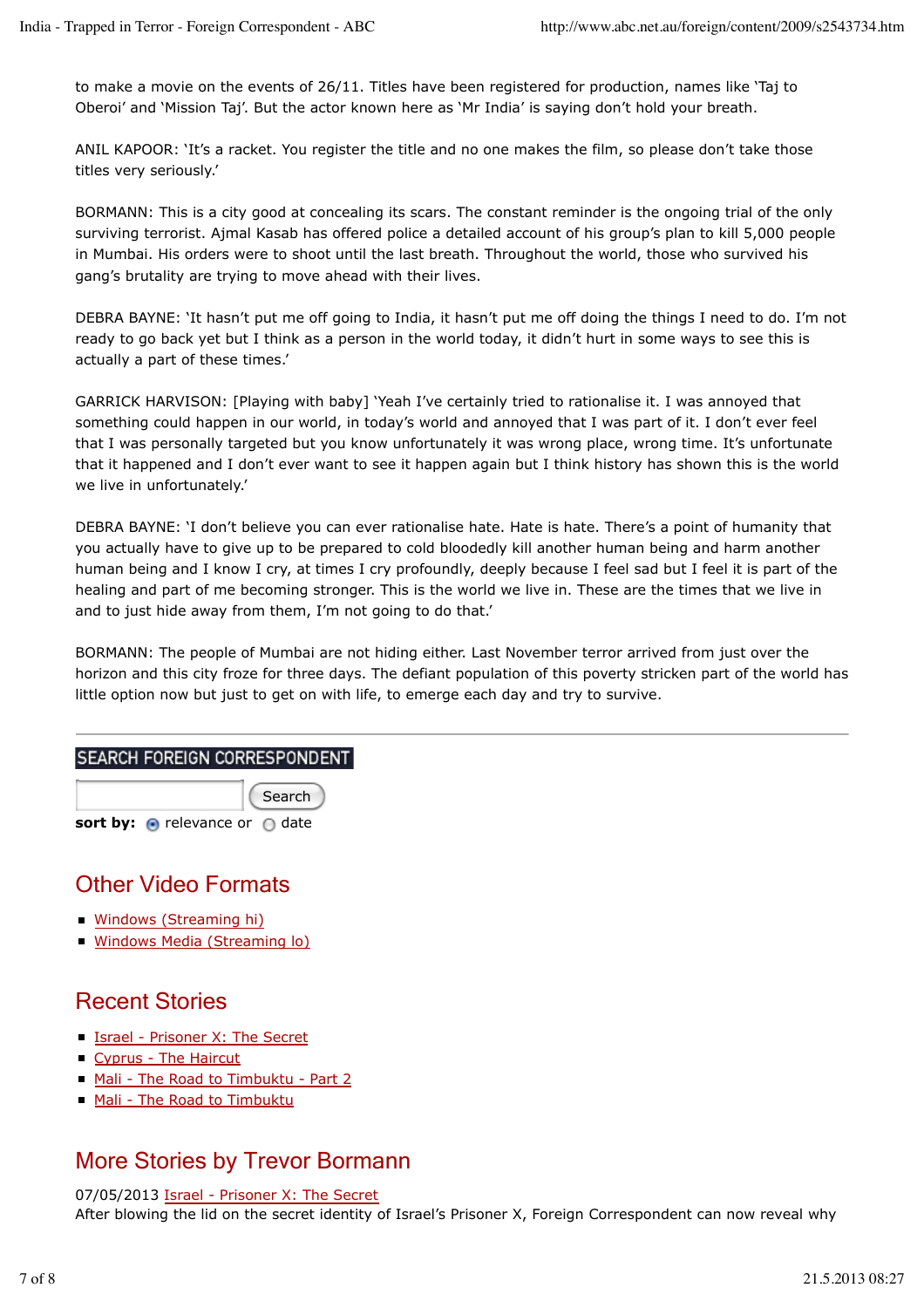to make a movie on the events of 26/11. Titles have been registered for production, names like 'Taj to Oberoi' and 'Mission Taj'. But the actor known here as 'Mr India' is saying don't hold your breath.

ANIL KAPOOR: 'It's a racket. You register the title and no one makes the film, so please don't take those titles very seriously.'

BORMANN: This is a city good at concealing its scars. The constant reminder is the ongoing trial of the only surviving terrorist. Ajmal Kasab has offered police a detailed account of his group's plan to kill 5,000 people in Mumbai. His orders were to shoot until the last breath. Throughout the world, those who survived his gang's brutality are trying to move ahead with their lives.

DEBRA BAYNE: 'It hasn't put me off going to India, it hasn't put me off doing the things I need to do. I'm not ready to go back yet but I think as a person in the world today, it didn't hurt in some ways to see this is actually a part of these times.'

GARRICK HARVISON: [Playing with baby] 'Yeah I've certainly tried to rationalise it. I was annoyed that something could happen in our world, in today's world and annoyed that I was part of it. I don't ever feel that I was personally targeted but you know unfortunately it was wrong place, wrong time. It's unfortunate that it happened and I don't ever want to see it happen again but I think history has shown this is the world we live in unfortunately.'

DEBRA BAYNE: 'I don't believe you can ever rationalise hate. Hate is hate. There's a point of humanity that you actually have to give up to be prepared to cold bloodedly kill another human being and harm another human being and I know I cry, at times I cry profoundly, deeply because I feel sad but I feel it is part of the healing and part of me becoming stronger. This is the world we live in. These are the times that we live in and to just hide away from them, I'm not going to do that.'

BORMANN: The people of Mumbai are not hiding either. Last November terror arrived from just over the horizon and this city froze for three days. The defiant population of this poverty stricken part of the world has little option now but just to get on with life, to emerge each day and try to survive.

---

**SEARCH FOREIGN CORRESPONDENT**

Search

**sort by:** relevance or date

## Other Video Formats

- Windows (Streaming hi)
- Windows Media (Streaming lo)

## Recent Stories

- Israel - Prisoner X: The Secret
- Cyprus - The Haircut
- Mali - The Road to Timbuktu - Part 2
- Mali - The Road to Timbuktu

## More Stories by Trevor Bormann

07/05/2013 Israel - Prisoner X: The Secret
After blowing the lid on the secret identity of Israel's Prisoner X, Foreign Correspondent can now reveal why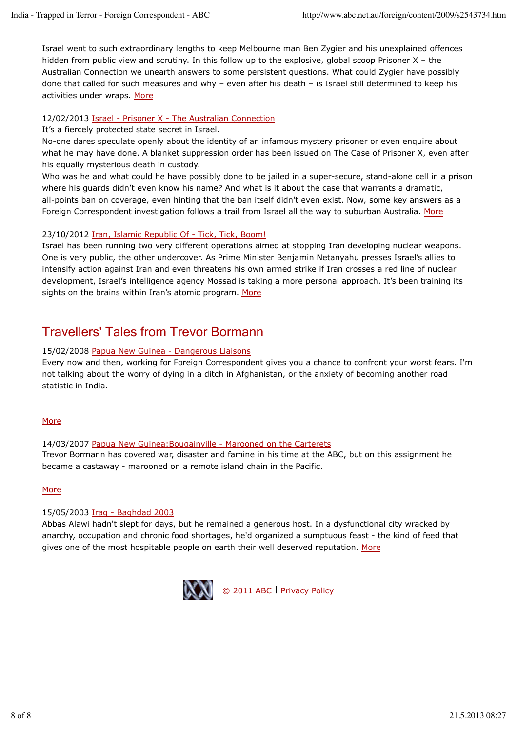Israel went to such extraordinary lengths to keep Melbourne man Ben Zygier and his unexplained offences hidden from public view and scrutiny. In this follow up to the explosive, global scoop Prisoner X – the Australian Connection we unearth answers to some persistent questions. What could Zygier have possibly done that called for such measures and why – even after his death – is Israel still determined to keep his activities under wraps. More

12/02/2013 Israel - Prisoner X - The Australian Connection

It's a fiercely protected state secret in Israel.

No-one dares speculate openly about the identity of an infamous mystery prisoner or even enquire about what he may have done. A blanket suppression order has been issued on The Case of Prisoner X, even after his equally mysterious death in custody.

Who was he and what could he have possibly done to be jailed in a super-secure, stand-alone cell in a prison where his guards didn't even know his name? And what is it about the case that warrants a dramatic, all-points ban on coverage, even hinting that the ban itself didn't even exist. Now, some key answers as a Foreign Correspondent investigation follows a trail from Israel all the way to suburban Australia. More

23/10/2012 Iran, Islamic Republic Of - Tick, Tick, Boom!

Israel has been running two very different operations aimed at stopping Iran developing nuclear weapons. One is very public, the other undercover. As Prime Minister Benjamin Netanyahu presses Israel's allies to intensify action against Iran and even threatens his own armed strike if Iran crosses a red line of nuclear development, Israel's intelligence agency Mossad is taking a more personal approach. It's been training its sights on the brains within Iran's atomic program. More

## Travellers' Tales from Trevor Bormann

15/02/2008 Papua New Guinea - Dangerous Liaisons

Every now and then, working for Foreign Correspondent gives you a chance to confront your worst fears. I'm not talking about the worry of dying in a ditch in Afghanistan, or the anxiety of becoming another road statistic in India.

More

14/03/2007 Papua New Guinea:Bougainville - Marooned on the Carterets

Trevor Bormann has covered war, disaster and famine in his time at the ABC, but on this assignment he became a castaway - marooned on a remote island chain in the Pacific.

More

15/05/2003 Iraq - Baghdad 2003

Abbas Alawi hadn't slept for days, but he remained a generous host. In a dysfunctional city wracked by anarchy, occupation and chronic food shortages, he'd organized a sumptuous feast - the kind of feed that gives one of the most hospitable people on earth their well deserved reputation. More

© 2011 ABC | Privacy Policy